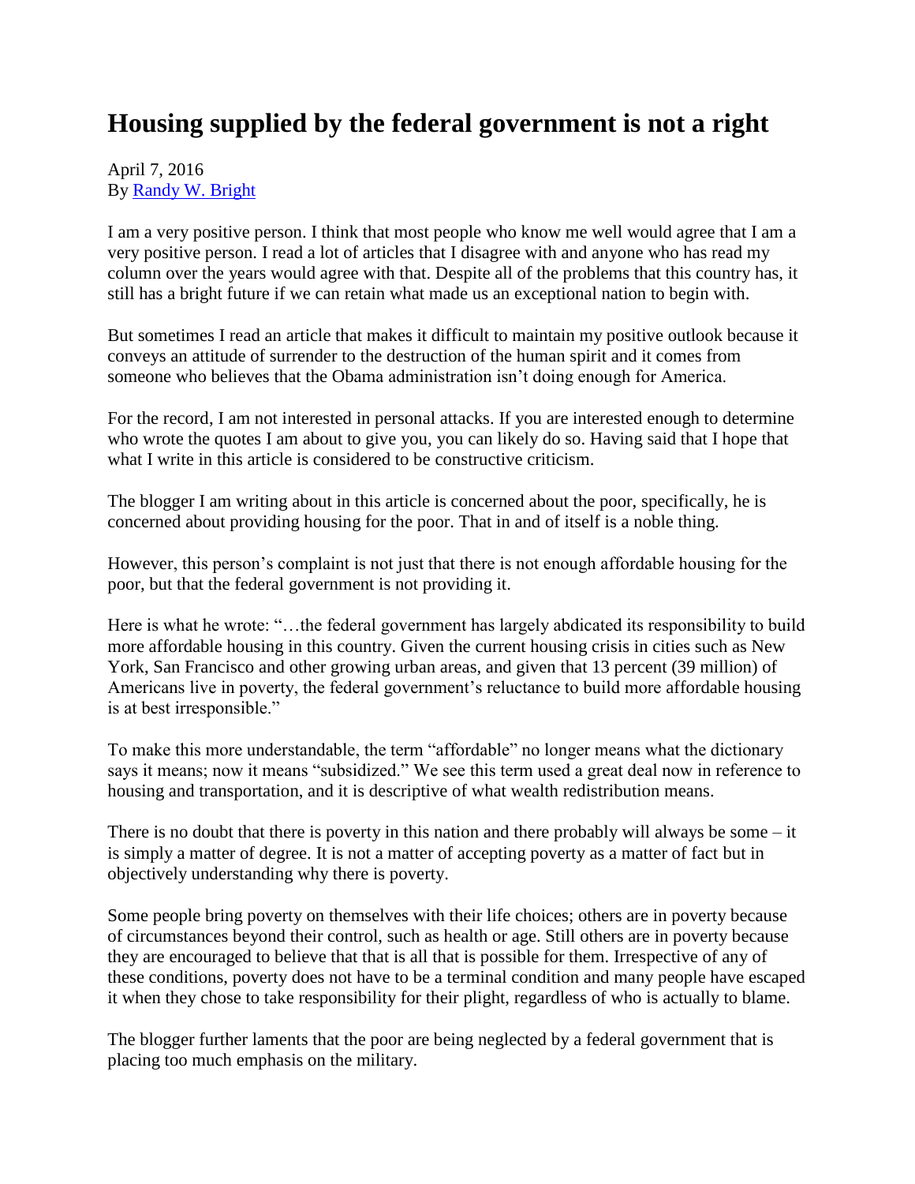# Housing supplied by the federal government is not a right

April 7, 2016
By [Randy W. Bright]

I am a very positive person. I think that most people who know me well would agree that I am a very positive person. I read a lot of articles that I disagree with and anyone who has read my column over the years would agree with that. Despite all of the problems that this country has, it still has a bright future if we can retain what made us an exceptional nation to begin with.

But sometimes I read an article that makes it difficult to maintain my positive outlook because it conveys an attitude of surrender to the destruction of the human spirit and it comes from someone who believes that the Obama administration isn't doing enough for America.

For the record, I am not interested in personal attacks. If you are interested enough to determine who wrote the quotes I am about to give you, you can likely do so. Having said that I hope that what I write in this article is considered to be constructive criticism.

The blogger I am writing about in this article is concerned about the poor, specifically, he is concerned about providing housing for the poor. That in and of itself is a noble thing.

However, this person's complaint is not just that there is not enough affordable housing for the poor, but that the federal government is not providing it.

Here is what he wrote: "…the federal government has largely abdicated its responsibility to build more affordable housing in this country. Given the current housing crisis in cities such as New York, San Francisco and other growing urban areas, and given that 13 percent (39 million) of Americans live in poverty, the federal government's reluctance to build more affordable housing is at best irresponsible."

To make this more understandable, the term "affordable" no longer means what the dictionary says it means; now it means "subsidized." We see this term used a great deal now in reference to housing and transportation, and it is descriptive of what wealth redistribution means.

There is no doubt that there is poverty in this nation and there probably will always be some – it is simply a matter of degree. It is not a matter of accepting poverty as a matter of fact but in objectively understanding why there is poverty.

Some people bring poverty on themselves with their life choices; others are in poverty because of circumstances beyond their control, such as health or age. Still others are in poverty because they are encouraged to believe that that is all that is possible for them. Irrespective of any of these conditions, poverty does not have to be a terminal condition and many people have escaped it when they chose to take responsibility for their plight, regardless of who is actually to blame.

The blogger further laments that the poor are being neglected by a federal government that is placing too much emphasis on the military.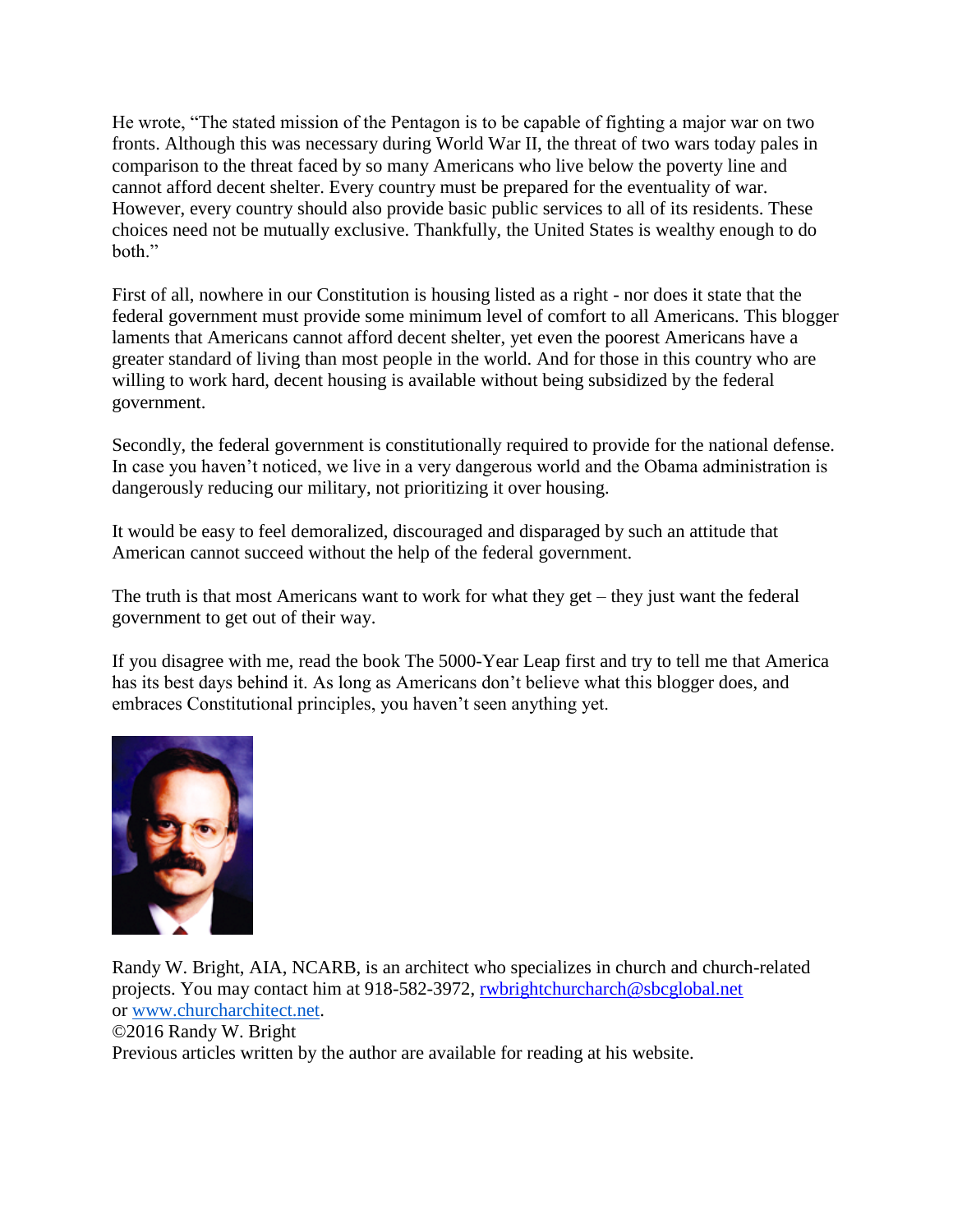He wrote, "The stated mission of the Pentagon is to be capable of fighting a major war on two fronts. Although this was necessary during World War II, the threat of two wars today pales in comparison to the threat faced by so many Americans who live below the poverty line and cannot afford decent shelter. Every country must be prepared for the eventuality of war. However, every country should also provide basic public services to all of its residents. These choices need not be mutually exclusive. Thankfully, the United States is wealthy enough to do both."

First of all, nowhere in our Constitution is housing listed as a right - nor does it state that the federal government must provide some minimum level of comfort to all Americans. This blogger laments that Americans cannot afford decent shelter, yet even the poorest Americans have a greater standard of living than most people in the world. And for those in this country who are willing to work hard, decent housing is available without being subsidized by the federal government.

Secondly, the federal government is constitutionally required to provide for the national defense. In case you haven't noticed, we live in a very dangerous world and the Obama administration is dangerously reducing our military, not prioritizing it over housing.

It would be easy to feel demoralized, discouraged and disparaged by such an attitude that American cannot succeed without the help of the federal government.

The truth is that most Americans want to work for what they get – they just want the federal government to get out of their way.

If you disagree with me, read the book The 5000-Year Leap first and try to tell me that America has its best days behind it. As long as Americans don't believe what this blogger does, and embraces Constitutional principles, you haven't seen anything yet.

Randy W. Bright, AIA, NCARB, is an architect who specializes in church and church-related projects. You may contact him at 918-582-3972, rwbrightchurcharch@sbcglobal.net or www.churcharchitect.net.
©2016 Randy W. Bright
Previous articles written by the author are available for reading at his website.